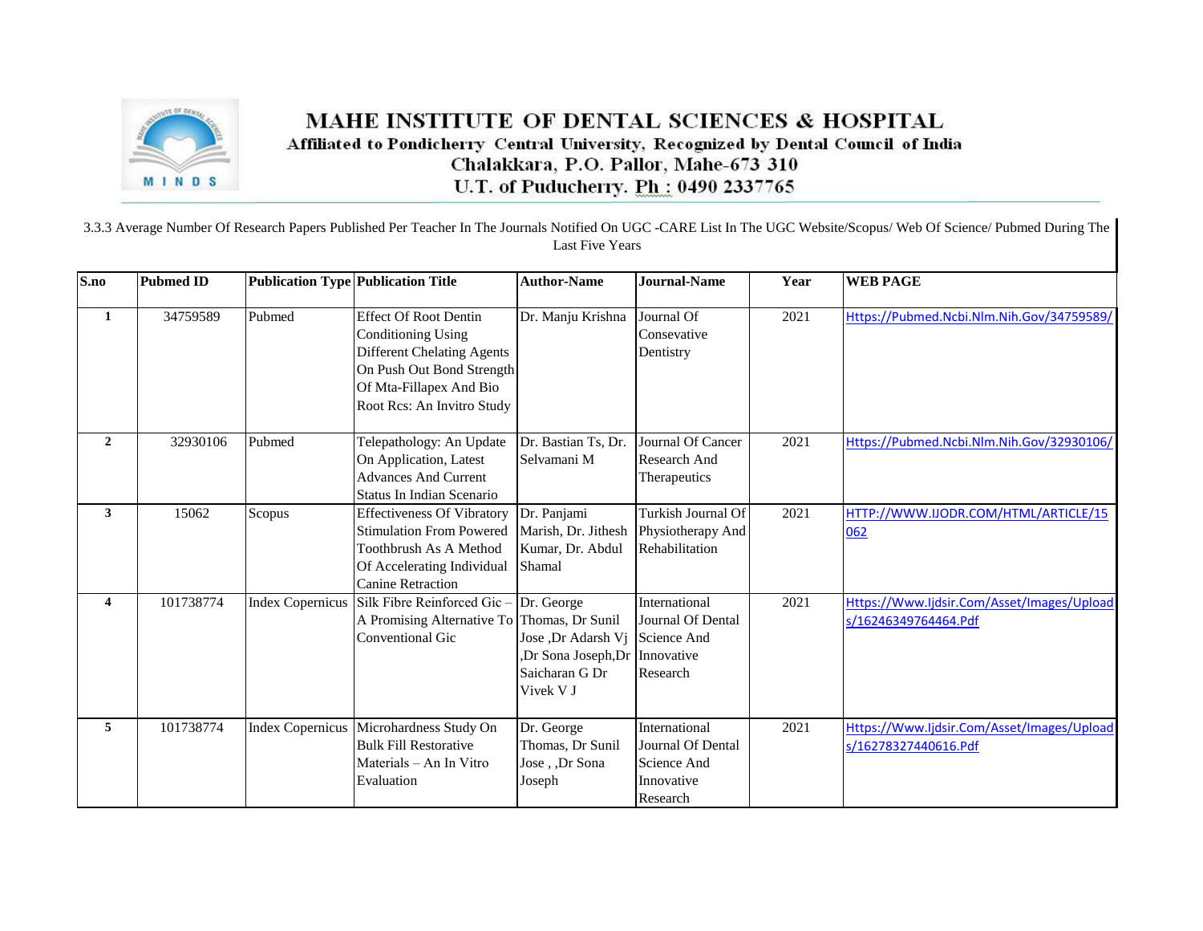# MAHE INSTITUTE OF DENTAL SCIENCES & HOSPITAL

Affiliated to Pondicherry Central University, Recognized by Dental Council of India
Chalakkara, P.O. Pallor, Mahe-673 310
U.T. of Puducherry. Ph : 0490 2337765

3.3.3 Average Number Of Research Papers Published Per Teacher In The Journals Notified On UGC -CARE List In The UGC Website/Scopus/ Web Of Science/ Pubmed During The Last Five Years

| S.no | Pubmed ID | Publication Type | Publication Title | Author-Name | Journal-Name | Year | WEB PAGE |
|---|---|---|---|---|---|---|---|
| 1 | 34759589 | Pubmed | Effect Of Root Dentin Conditioning Using Different Chelating Agents On Push Out Bond Strength Of Mta-Fillapex And Bio Root Rcs: An Invitro Study | Dr. Manju Krishna | Journal Of Consevative Dentistry | 2021 | Https://Pubmed.Ncbi.Nlm.Nih.Gov/34759589/ |
| 2 | 32930106 | Pubmed | Telepathology: An Update On Application, Latest Advances And Current Status In Indian Scenario | Dr. Bastian Ts, Dr. Selvamani M | Journal Of Cancer Research And Therapeutics | 2021 | Https://Pubmed.Ncbi.Nlm.Nih.Gov/32930106/ |
| 3 | 15062 | Scopus | Effectiveness Of Vibratory Stimulation From Powered Toothbrush As A Method Of Accelerating Individual Canine Retraction | Dr. Panjami Marish, Dr. Jithesh Kumar, Dr. Abdul Shamal | Turkish Journal Of Physiotherapy And Rehabilitation | 2021 | HTTP://WWW.IJODR.COM/HTML/ARTICLE/15062 |
| 4 | 101738774 | Index Copernicus | Silk Fibre Reinforced Gic – A Promising Alternative To Conventional Gic | Dr. George Thomas, Dr Sunil Jose ,Dr Adarsh Vj ,Dr Sona Joseph,Dr Saicharan G Dr Vivek V J | International Journal Of Dental Science And Innovative Research | 2021 | Https://Www.Ijdsir.Com/Asset/Images/Uploads/16246349764464.Pdf |
| 5 | 101738774 | Index Copernicus | Microhardness Study On Bulk Fill Restorative Materials – An In Vitro Evaluation | Dr. George Thomas, Dr Sunil Jose , ,Dr Sona Joseph | International Journal Of Dental Science And Innovative Research | 2021 | Https://Www.Ijdsir.Com/Asset/Images/Uploads/16278327440616.Pdf |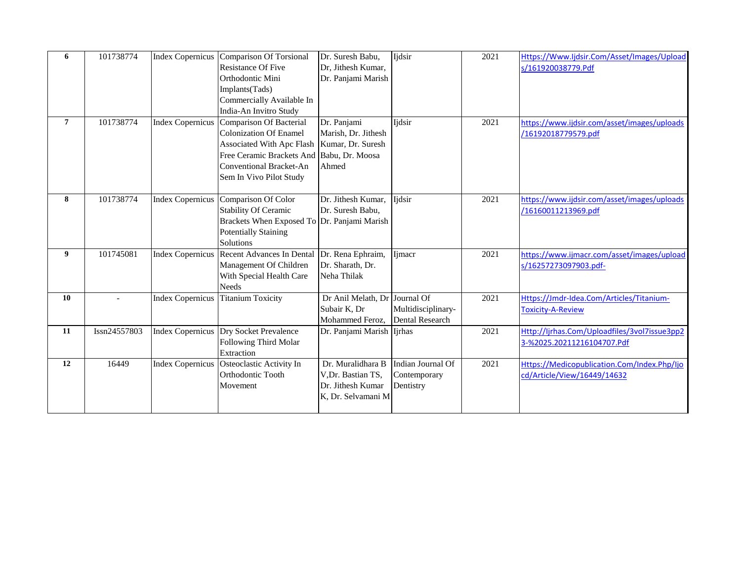| 6 | 101738774 | Index Copernicus | Comparison Of Torsional Resistance Of Five Orthodontic Mini Implants(Tads) Commercially Available In India-An Invitro Study | Dr. Suresh Babu, Dr, Jithesh Kumar, Dr. Panjami Marish | Ijdsir | 2021 | Https://Www.Ijdsir.Com/Asset/Images/Uploads/161920038779.Pdf |
|---|---|---|---|---|---|---|---|
| 7 | 101738774 | Index Copernicus | Comparison Of Bacterial Colonization Of Enamel Associated With Apc Flash Free Ceramic Brackets And Conventional Bracket-An Sem In Vivo Pilot Study | Dr. Panjami Marish, Dr. Jithesh Kumar, Dr. Suresh Babu, Dr. Moosa Ahmed | Ijdsir | 2021 | https://www.ijdsir.com/asset/images/uploads/16192018779579.pdf |
| 8 | 101738774 | Index Copernicus | Comparison Of Color Stability Of Ceramic Brackets When Exposed To Potentially Staining Solutions | Dr. Jithesh Kumar, Dr. Suresh Babu, Dr. Panjami Marish | Ijdsir | 2021 | https://www.ijdsir.com/asset/images/uploads/16160011213969.pdf |
| 9 | 101745081 | Index Copernicus | Recent Advances In Dental Management Of Children With Special Health Care Needs | Dr. Rena Ephraim, Dr. Sharath, Dr. Neha Thilak | Ijmacr | 2021 | https://www.ijmacr.com/asset/images/uploads/16257273097903.pdf- |
| 10 | - | Index Copernicus | Titanium Toxicity | Dr Anil Melath, Dr Subair K, Dr Mohammed Feroz, | Journal Of Multidisciplinary-Dental Research | 2021 | Https://Jmdr-Idea.Com/Articles/Titanium-Toxicity-A-Review |
| 11 | Issn24557803 | Index Copernicus | Dry Socket Prevalence Following Third Molar Extraction | Dr. Panjami Marish | Ijrhas | 2021 | Http://Ijrhas.Com/Uploadfiles/3vol7issue3pp23-%2025.20211216104707.Pdf |
| 12 | 16449 | Index Copernicus | Osteoclastic Activity In Orthodontic Tooth Movement | Dr. Muralidhara B V,Dr. Bastian TS, Dr. Jithesh Kumar K, Dr. Selvamani M | Indian Journal Of Contemporary Dentistry | 2021 | Https://Medicopublication.Com/Index.Php/Ijocd/Article/View/16449/14632 |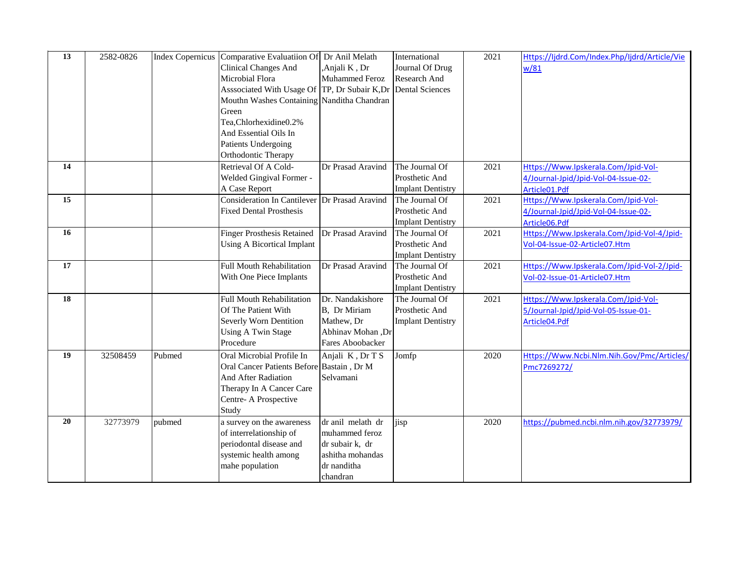| 13 | 2582-0826 | Index Copernicus | Comparative Evaluatiion Of Clinical Changes And Microbial Flora Asssociated With Usage Of Mouthn Washes Containing Green Tea,Chlorhexidine0.2% And Essential Oils In Patients Undergoing Orthodontic Therapy | Dr Anil Melath ,Anjali K , Dr Muhammed Feroz TP, Dr Subair K,Dr Nanditha Chandran | International Journal Of Drug Research And Dental Sciences | 2021 | Https://Ijdrd.Com/Index.Php/Ijdrd/Article/View/81 |
|---|---|---|---|---|---|---|---|
| 14 | | | Retrieval Of A Cold-Welded Gingival Former - A Case Report | Dr Prasad Aravind | The Journal Of Prosthetic And Implant Dentistry | 2021 | Https://Www.Ipskerala.Com/Jpid-Vol-4/Journal-Jpid/Jpid-Vol-04-Issue-02-Article01.Pdf |
| 15 | | | Consideration In Cantilever Fixed Dental Prosthesis | Dr Prasad Aravind | The Journal Of Prosthetic And Implant Dentistry | 2021 | Https://Www.Ipskerala.Com/Jpid-Vol-4/Journal-Jpid/Jpid-Vol-04-Issue-02-Article06.Pdf |
| 16 | | | Finger Prosthesis Retained Using A Bicortical Implant | Dr Prasad Aravind | The Journal Of Prosthetic And Implant Dentistry | 2021 | Https://Www.Ipskerala.Com/Jpid-Vol-4/Jpid-Vol-04-Issue-02-Article07.Htm |
| 17 | | | Full Mouth Rehabilitation With One Piece Implants | Dr Prasad Aravind | The Journal Of Prosthetic And Implant Dentistry | 2021 | Https://Www.Ipskerala.Com/Jpid-Vol-2/Jpid-Vol-02-Issue-01-Article07.Htm |
| 18 | | | Full Mouth Rehabilitation Of The Patient With Severly Worn Dentition Using A Twin Stage Procedure | Dr. Nandakishore B, Dr Miriam Mathew, Dr Abhinav Mohan ,Dr Fares Aboobacker | The Journal Of Prosthetic And Implant Dentistry | 2021 | Https://Www.Ipskerala.Com/Jpid-Vol-5/Journal-Jpid/Jpid-Vol-05-Issue-01-Article04.Pdf |
| 19 | 32508459 | Pubmed | Oral Microbial Profile In Oral Cancer Patients Before And After Radiation Therapy In A Cancer Care Centre- A Prospective Study | Anjali K , Dr T S Bastain , Dr M Selvamani | Jomfp | 2020 | Https://Www.Ncbi.Nlm.Nih.Gov/Pmc/Articles/Pmc7269272/ |
| 20 | 32773979 | pubmed | a survey on the awareness of interrelationship of periodontal disease and systemic health among mahe population | dr anil melath dr muhammed feroz dr subair k, dr ashitha mohandas dr nanditha chandran | jisp | 2020 | https://pubmed.ncbi.nlm.nih.gov/32773979/ |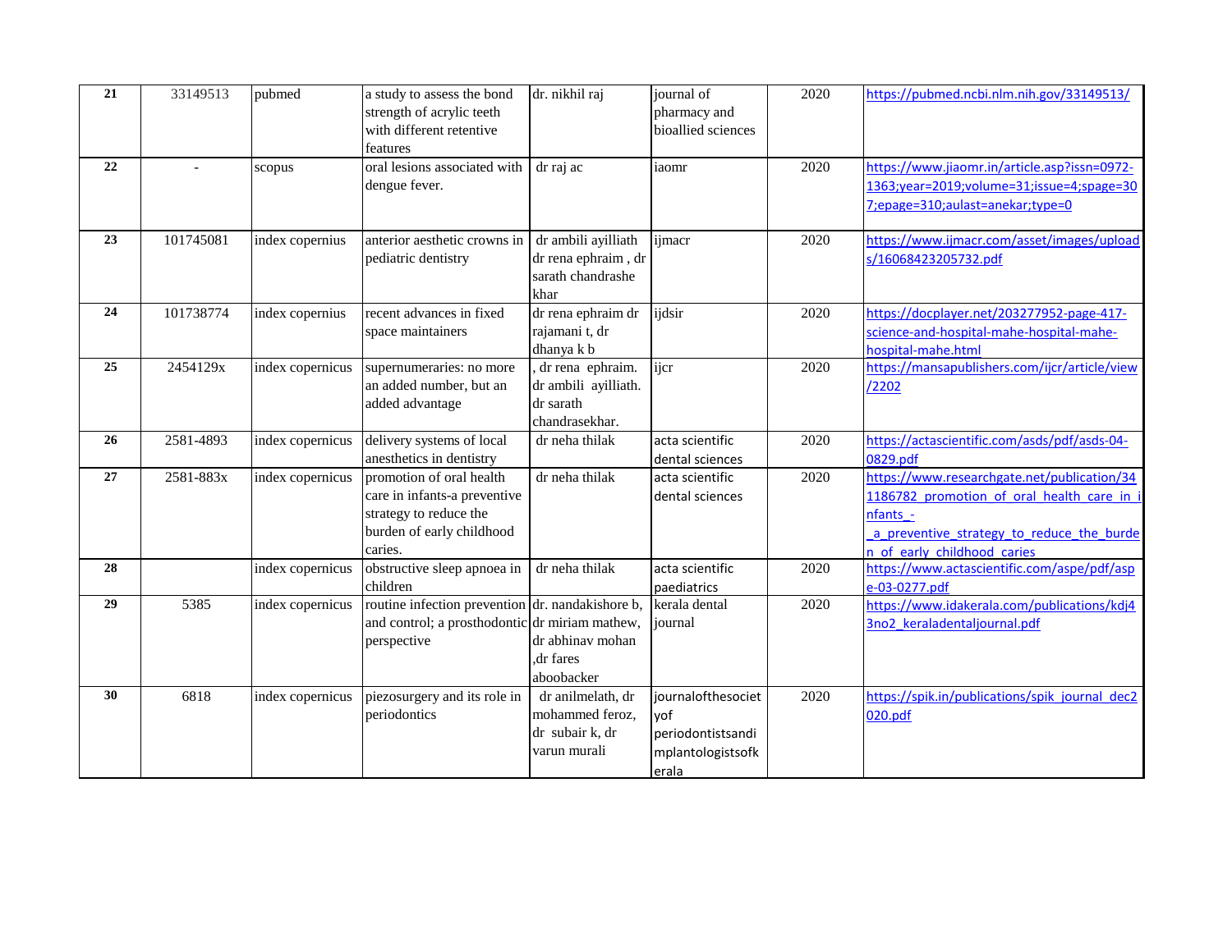| 21 | 33149513 | pubmed | a study to assess the bond strength of acrylic teeth with different retentive features | dr. nikhil raj | journal of pharmacy and bioallied sciences | 2020 | https://pubmed.ncbi.nlm.nih.gov/33149513/ |
|---|---|---|---|---|---|---|---|
| 22 | - | scopus | oral lesions associated with dengue fever. | dr raj ac | iaomr | 2020 | https://www.jiaomr.in/article.asp?issn=0972-1363;year=2019;volume=31;issue=4;spage=307;epage=310;aulast=anekar;type=0 |
| 23 | 101745081 | index copernius | anterior aesthetic crowns in pediatric dentistry | dr ambili ayilliath dr rena ephraim , dr sarath chandrashekhar | ijmacr | 2020 | https://www.ijmacr.com/asset/images/uploads/16068423205732.pdf |
| 24 | 101738774 | index copernius | recent advances in fixed space maintainers | dr rena ephraim dr rajamani t, dr dhanya k b | ijdsir | 2020 | https://docplayer.net/203277952-page-417-science-and-hospital-mahe-hospital-mahe-hospital-mahe.html |
| 25 | 2454129x | index copernicus | supernumeraries: no more an added number, but an added advantage | , dr rena ephraim. dr ambili ayilliath. dr sarath chandrasekhar. | ijcr | 2020 | https://mansapublishers.com/ijcr/article/view/2202 |
| 26 | 2581-4893 | index copernicus | delivery systems of local anesthetics in dentistry | dr neha thilak | acta scientific dental sciences | 2020 | https://actascientific.com/asds/pdf/asds-04-0829.pdf |
| 27 | 2581-883x | index copernicus | promotion of oral health care in infants-a preventive strategy to reduce the burden of early childhood caries. | dr neha thilak | acta scientific dental sciences | 2020 | https://www.researchgate.net/publication/341186782_promotion_of_oral_health_care_in_infants_-_a_preventive_strategy_to_reduce_the_burden_of_early_childhood_caries |
| 28 | | index copernicus | obstructive sleep apnoea in children | dr neha thilak | acta scientific paediatrics | 2020 | https://www.actascientific.com/aspe/pdf/aspe-03-0277.pdf |
| 29 | 5385 | index copernicus | routine infection prevention and control; a prosthodontic perspective | dr. nandakishore b, dr miriam mathew, dr abhinav mohan ,dr fares aboobacker | kerala dental journal | 2020 | https://www.idakerala.com/publications/kdj43no2_keraladentaljournal.pdf |
| 30 | 6818 | index copernicus | piezosurgery and its role in periodontics | dr anilmelath, dr mohammed feroz, dr subair k, dr varun murali | journalofthesocietyof periodontistsandimplantologistsofkerala | 2020 | https://spik.in/publications/spik_journal_dec2020.pdf |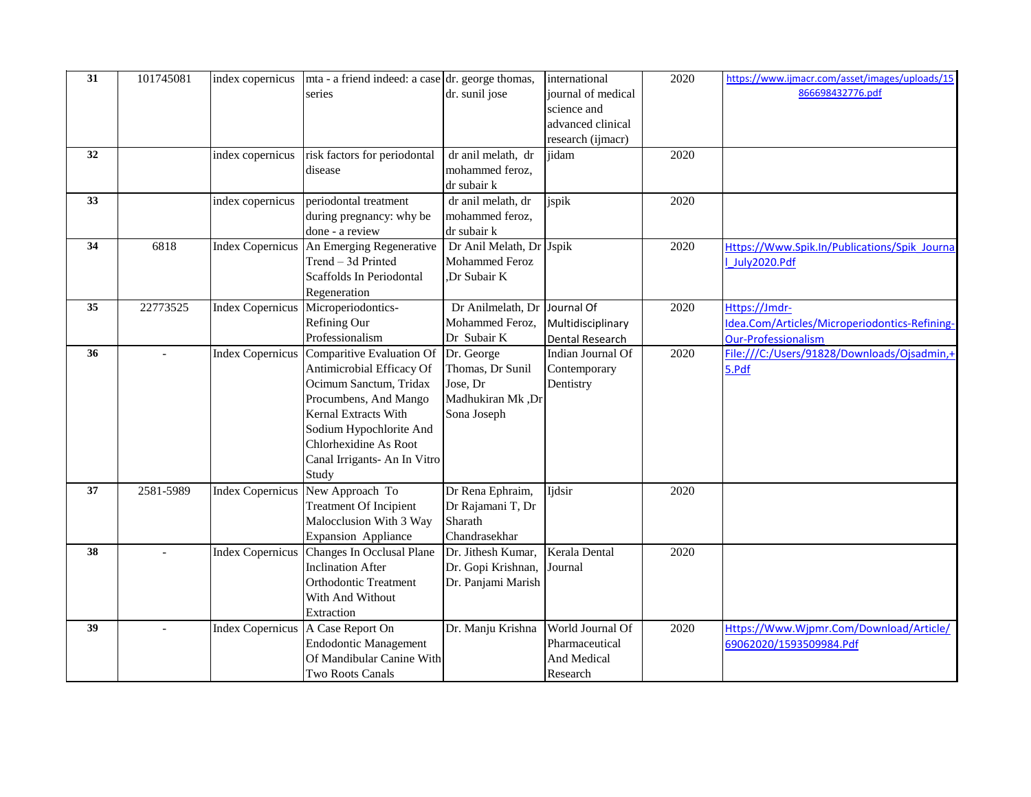| 31 | 101745081 | index copernicus | mta - a friend indeed: a case series | dr. george thomas, dr. sunil jose | international journal of medical science and advanced clinical research (ijmacr) | 2020 | https://www.ijmacr.com/asset/images/uploads/15866698432776.pdf |
|---|---|---|---|---|---|---|---|
| 32 | | index copernicus | risk factors for periodontal disease | dr anil melath, dr mohammed feroz, dr subair k | jidam | 2020 | |
| 33 | | index copernicus | periodontal treatment during pregnancy: why be done - a review | dr anil melath, dr mohammed feroz, dr subair k | jspik | 2020 | |
| 34 | 6818 | Index Copernicus | An Emerging Regenerative Trend – 3d Printed Scaffolds In Periodontal Regeneration | Dr Anil Melath, Dr Mohammed Feroz ,Dr Subair K | Jspik | 2020 | Https://Www.Spik.In/Publications/Spik_Journal_July2020.Pdf |
| 35 | 22773525 | Index Copernicus | Microperiodontics- Refining Our Professionalism | Dr Anilmelath, Dr Mohammed Feroz, Dr Subair K | Journal Of Multidisciplinary Dental Research | 2020 | Https://Jmdr-Idea.Com/Articles/Microperiodontics-Refining-Our-Professionalism |
| 36 | - | Index Copernicus | Comparitive Evaluation Of Antimicrobial Efficacy Of Ocimum Sanctum, Tridax Procumbens, And Mango Kernal Extracts With Sodium Hypochlorite And Chlorhexidine As Root Canal Irrigants- An In Vitro Study | Dr. George Thomas, Dr Sunil Jose, Dr Madhukiran Mk ,Dr Sona Joseph | Indian Journal Of Contemporary Dentistry | 2020 | File:///C:/Users/91828/Downloads/Ojsadmin,+5.Pdf |
| 37 | 2581-5989 | Index Copernicus | New Approach To Treatment Of Incipient Malocclusion With 3 Way Expansion Appliance | Dr Rena Ephraim, Dr Rajamani T, Dr Sharath Chandrasekhar | Ijdsir | 2020 | |
| 38 | - | Index Copernicus | Changes In Occlusal Plane Inclination After Orthodontic Treatment With And Without Extraction | Dr. Jithesh Kumar, Dr. Gopi Krishnan, Dr. Panjami Marish | Kerala Dental Journal | 2020 | |
| 39 | - | Index Copernicus | A Case Report On Endodontic Management Of Mandibular Canine With Two Roots Canals | Dr. Manju Krishna | World Journal Of Pharmaceutical And Medical Research | 2020 | Https://Www.Wjpmr.Com/Download/Article/69062020/1593509984.Pdf |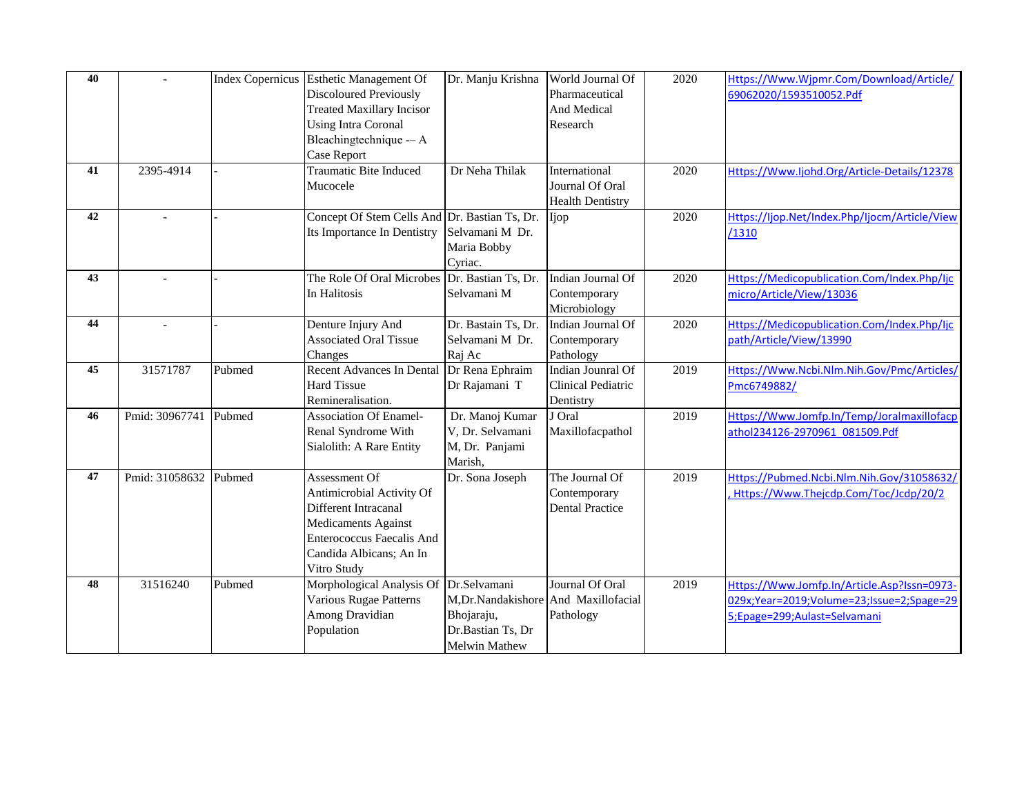| 40 | - | Index Copernicus | Esthetic Management Of Discoloured Previously Treated Maxillary Incisor Using Intra Coronal Bleachingtechnique -– A Case Report | Dr. Manju Krishna | World Journal Of Pharmaceutical And Medical Research | 2020 | Https://Www.Wjpmr.Com/Download/Article/69062020/1593510052.Pdf |
|---|---|---|---|---|---|---|---|
| 41 | 2395-4914 | - | Traumatic Bite Induced Mucocele | Dr Neha Thilak | International Journal Of Oral Health Dentistry | 2020 | Https://Www.Ijohd.Org/Article-Details/12378 |
| 42 | - | - | Concept Of Stem Cells And Its Importance In Dentistry | Dr. Bastian Ts, Dr. Selvamani M Dr. Maria Bobby Cyriac. | Ijop | 2020 | Https://Ijop.Net/Index.Php/Ijocm/Article/View/1310 |
| 43 | - | - | The Role Of Oral Microbes In Halitosis | Dr. Bastian Ts, Dr. Selvamani M | Indian Journal Of Contemporary Microbiology | 2020 | Https://Medicopublication.Com/Index.Php/Ijcmicro/Article/View/13036 |
| 44 | - | - | Denture Injury And Associated Oral Tissue Changes | Dr. Bastain Ts, Dr. Selvamani M Dr. Raj Ac | Indian Journal Of Contemporary Pathology | 2020 | Https://Medicopublication.Com/Index.Php/Ijcpath/Article/View/13990 |
| 45 | 31571787 | Pubmed | Recent Advances In Dental Hard Tissue Remineralisation. | Dr Rena Ephraim Dr Rajamani T | Indian Jounral Of Clinical Pediatric Dentistry | 2019 | Https://Www.Ncbi.Nlm.Nih.Gov/Pmc/Articles/Pmc6749882/ |
| 46 | Pmid: 30967741 | Pubmed | Association Of Enamel-Renal Syndrome With Sialolith: A Rare Entity | Dr. Manoj Kumar V, Dr. Selvamani M, Dr. Panjami Marish, | J Oral Maxillofacpathol | 2019 | Https://Www.Jomfp.In/Temp/Joralmaxillofacpathol234126-2970961_081509.Pdf |
| 47 | Pmid: 31058632 | Pubmed | Assessment Of Antimicrobial Activity Of Different Intracanal Medicaments Against Enterococcus Faecalis And Candida Albicans; An In Vitro Study | Dr. Sona Joseph | The Journal Of Contemporary Dental Practice | 2019 | Https://Pubmed.Ncbi.Nlm.Nih.Gov/31058632/, Https://Www.Thejcdp.Com/Toc/Jcdp/20/2 |
| 48 | 31516240 | Pubmed | Morphological Analysis Of Various Rugae Patterns Among Dravidian Population | Dr.Selvamani M,Dr.Nandakishore Bhojaraju, Dr.Bastian Ts, Dr Melwin Mathew | Journal Of Oral And Maxillofacial Pathology | 2019 | Https://Www.Jomfp.In/Article.Asp?Issn=0973-029x;Year=2019;Volume=23;Issue=2;Spage=295;Epage=299;Aulast=Selvamani |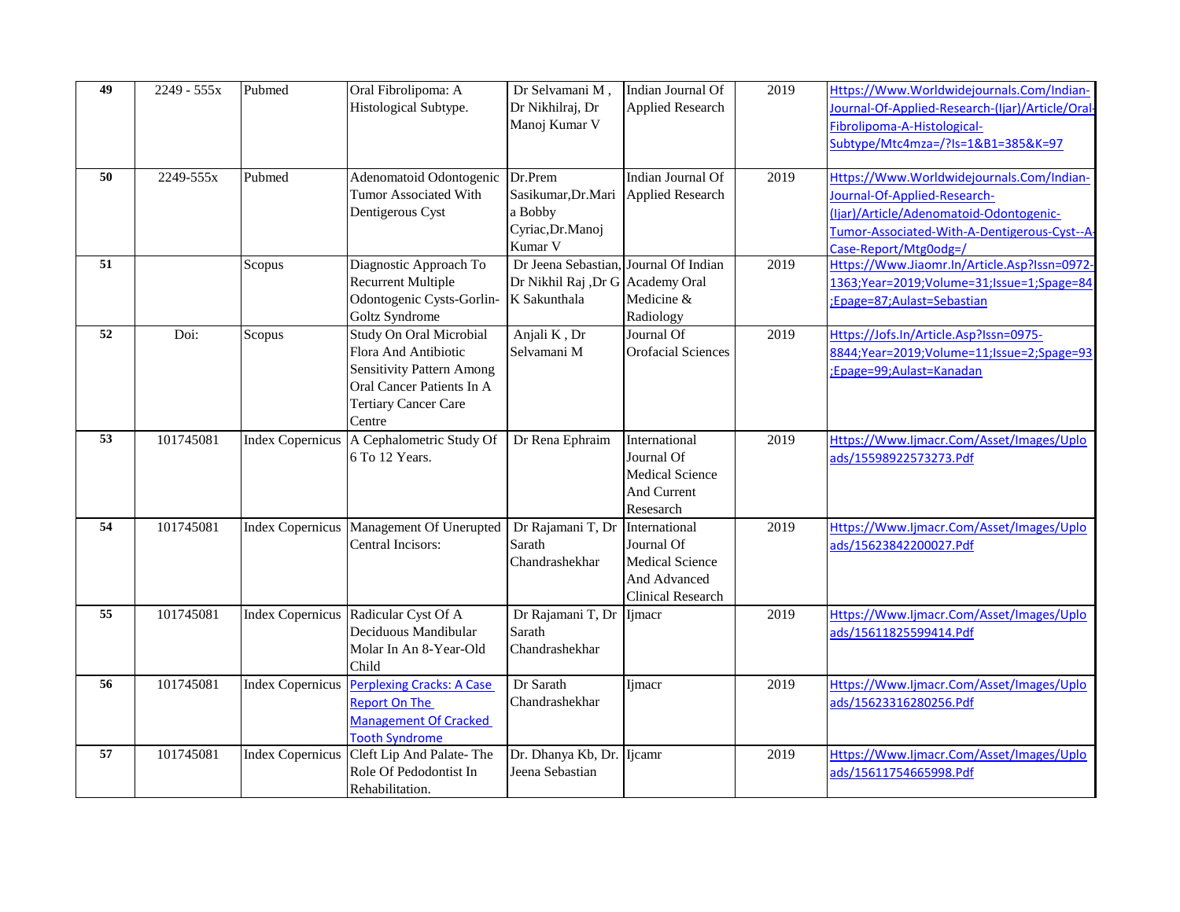| 49 | 2249 - 555x | Pubmed | Oral Fibrolipoma: A Histological Subtype. | Dr Selvamani M , Dr Nikhilraj, Dr Manoj Kumar V | Indian Journal Of Applied Research | 2019 | Https://Www.Worldwidejournals.Com/Indian-Journal-Of-Applied-Research-(Ijar)/Article/Oral-Fibrolipoma-A-Histological-Subtype/Mtc4mza=/?Is=1&B1=385&K=97 |
|---|---|---|---|---|---|---|---|
| 50 | 2249-555x | Pubmed | Adenomatoid Odontogenic Tumor Associated With Dentigerous Cyst | Dr.Prem Sasikumar,Dr.Maria Bobby Cyriac,Dr.Manoj Kumar V | Indian Journal Of Applied Research | 2019 | Https://Www.Worldwidejournals.Com/Indian-Journal-Of-Applied-Research-(Ijar)/Article/Adenomatoid-Odontogenic-Tumor-Associated-With-A-Dentigerous-Cyst--A-Case-Report/Mtg0odg=/ |
| 51 | | Scopus | Diagnostic Approach To Recurrent Multiple Odontogenic Cysts-Gorlin-Goltz Syndrome | Dr Jeena Sebastian, Dr Nikhil Raj ,Dr G K Sakunthala | Journal Of Indian Academy Oral Medicine & Radiology | 2019 | Https://Www.Jiaomr.In/Article.Asp?Issn=0972-1363;Year=2019;Volume=31;Issue=1;Spage=84;Epage=87;Aulast=Sebastian |
| 52 | Doi: | Scopus | Study On Oral Microbial Flora And Antibiotic Sensitivity Pattern Among Oral Cancer Patients In A Tertiary Cancer Care Centre | Anjali K , Dr Selvamani M | Journal Of Orofacial Sciences | 2019 | Https://Jofs.In/Article.Asp?Issn=0975-8844;Year=2019;Volume=11;Issue=2;Spage=93;Epage=99;Aulast=Kanadan |
| 53 | 101745081 | Index Copernicus | A Cephalometric Study Of 6 To 12 Years. | Dr Rena Ephraim | International Journal Of Medical Science And Current Resesarch | 2019 | Https://Www.Ijmacr.Com/Asset/Images/Uploads/15598922573273.Pdf |
| 54 | 101745081 | Index Copernicus | Management Of Unerupted Central Incisors: | Dr Rajamani T, Dr Sarath Chandrashekhar | International Journal Of Medical Science And Advanced Clinical Research | 2019 | Https://Www.Ijmacr.Com/Asset/Images/Uploads/15623842200027.Pdf |
| 55 | 101745081 | Index Copernicus | Radicular Cyst Of A Deciduous Mandibular Molar In An 8-Year-Old Child | Dr Rajamani T, Dr Sarath Chandrashekhar | Ijmacr | 2019 | Https://Www.Ijmacr.Com/Asset/Images/Uploads/15611825599414.Pdf |
| 56 | 101745081 | Index Copernicus | Perplexing Cracks: A Case Report On The Management Of Cracked Tooth Syndrome | Dr Sarath Chandrashekhar | Ijmacr | 2019 | Https://Www.Ijmacr.Com/Asset/Images/Uploads/15623316280256.Pdf |
| 57 | 101745081 | Index Copernicus | Cleft Lip And Palate- The Role Of Pedodontist In Rehabilitation. | Dr. Dhanya Kb, Dr. Jeena Sebastian | Ijcamr | 2019 | Https://Www.Ijmacr.Com/Asset/Images/Uploads/15611754665998.Pdf |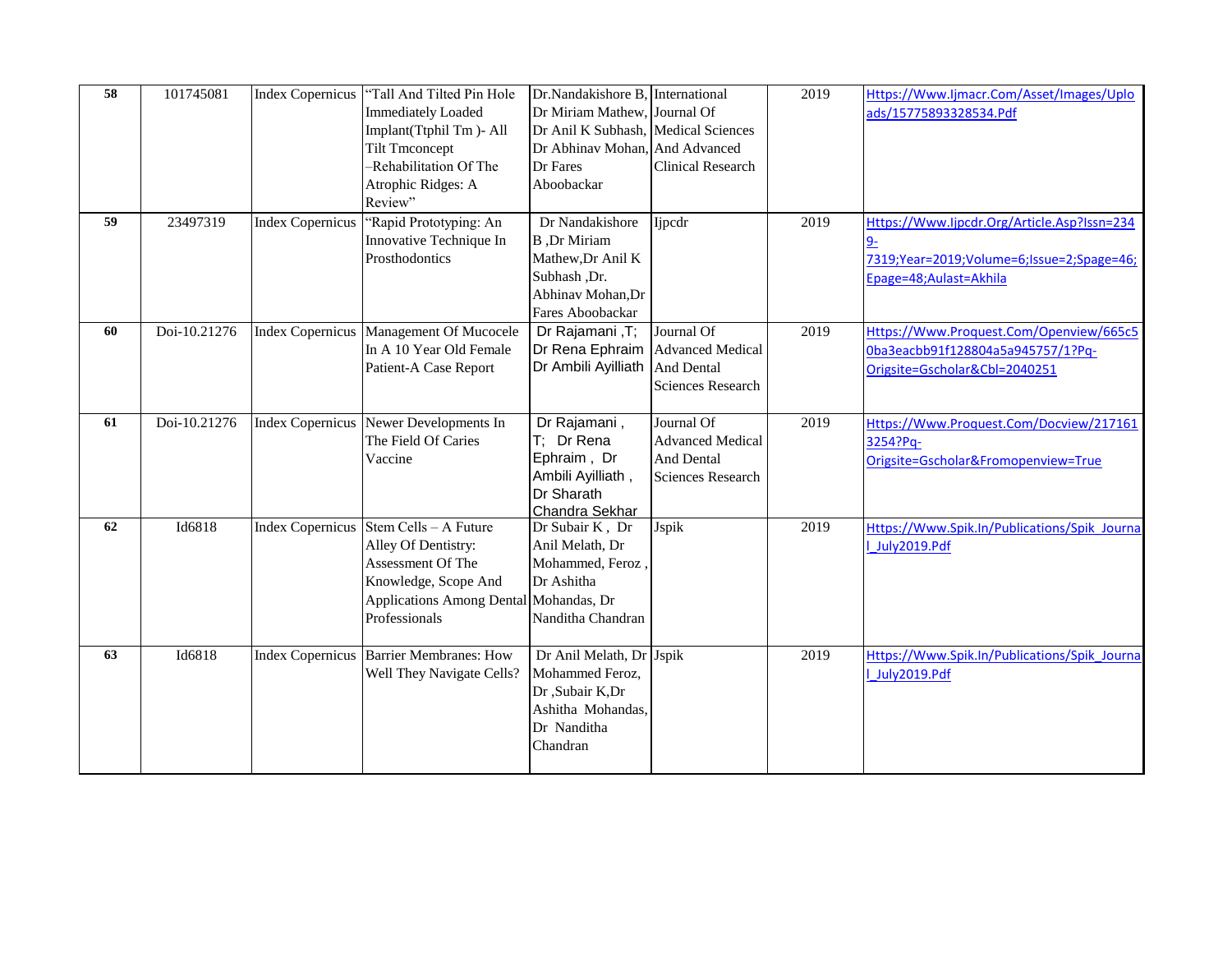| 58 | 101745081 | Index Copernicus | "Tall And Tilted Pin Hole Immediately Loaded Implant(Ttphil Tm )- All Tilt Tmconcept –Rehabilitation Of The Atrophic Ridges: A Review" | Dr.Nandakishore B, Dr Miriam Mathew, Dr Anil K Subhash, Dr Abhinav Mohan, Dr Fares Aboobackar | International Journal Of Medical Sciences And Advanced Clinical Research | 2019 | Https://Www.Ijmacr.Com/Asset/Images/Uploads/15775893328534.Pdf |
|---|---|---|---|---|---|---|---|
| 59 | 23497319 | Index Copernicus | "Rapid Prototyping: An Innovative Technique In Prosthodontics | Dr Nandakishore B ,Dr Miriam Mathew,Dr Anil K Subhash ,Dr. Abhinav Mohan,Dr Fares Aboobackar | Ijpcdr | 2019 | Https://Www.Ijpcdr.Org/Article.Asp?Issn=2349-7319;Year=2019;Volume=6;Issue=2;Spage=46;Epage=48;Aulast=Akhila |
| 60 | Doi-10.21276 | Index Copernicus | Management Of Mucocele In A 10 Year Old Female Patient-A Case Report | Dr Rajamani ,T; Dr Rena Ephraim Dr Ambili Ayilliath | Journal Of Advanced Medical And Dental Sciences Research | 2019 | Https://Www.Proquest.Com/Openview/665c50ba3eacbb91f128804a5a945757/1?Pq-Origsite=Gscholar&Cbl=2040251 |
| 61 | Doi-10.21276 | Index Copernicus | Newer Developments In The Field Of Caries Vaccine | Dr Rajamani , T; Dr Rena Ephraim , Dr Ambili Ayilliath , Dr Sharath Chandra Sekhar | Journal Of Advanced Medical And Dental Sciences Research | 2019 | Https://Www.Proquest.Com/Docview/2171613254?Pq-Origsite=Gscholar&Fromopenview=True |
| 62 | Id6818 | Index Copernicus | Stem Cells – A Future Alley Of Dentistry: Assessment Of The Knowledge, Scope And Applications Among Dental Professionals | Dr Subair K , Dr Anil Melath, Dr Mohammed, Feroz , Dr Ashitha Mohandas, Dr Nanditha Chandran | Jspik | 2019 | Https://Www.Spik.In/Publications/Spik_Journal_July2019.Pdf |
| 63 | Id6818 | Index Copernicus | Barrier Membranes: How Well They Navigate Cells? | Dr Anil Melath, Dr Mohammed Feroz, Dr ,Subair K,Dr Ashitha Mohandas, Dr Nanditha Chandran | Jspik | 2019 | Https://Www.Spik.In/Publications/Spik_Journal_July2019.Pdf |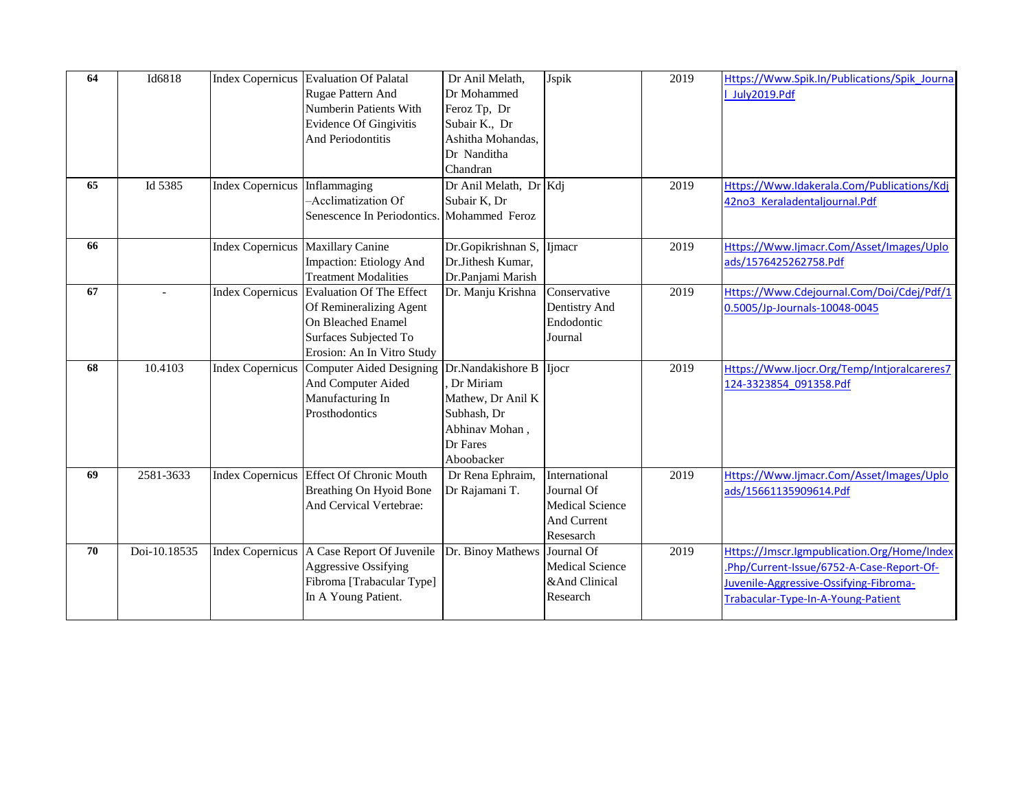| 64 | Id6818 | Index Copernicus | Evaluation Of Palatal Rugae Pattern And Numberin Patients With Evidence Of Gingivitis And Periodontitis | Dr Anil Melath, Dr Mohammed Feroz Tp, Dr Subair K., Dr Ashitha Mohandas, Dr Nanditha Chandran | Jspik | 2019 | Https://Www.Spik.In/Publications/Spik_Journal_July2019.Pdf |
|---|---|---|---|---|---|---|---|
| 65 | Id 5385 | Index Copernicus | Inflammaging –Acclimatization Of Senescence In Periodontics. | Dr Anil Melath, Dr Subair K, Dr Mohammed Feroz | Kdj | 2019 | Https://Www.Idakerala.Com/Publications/Kdj42no3_Keraladentaljournal.Pdf |
| 66 | | Index Copernicus | Maxillary Canine Impaction: Etiology And Treatment Modalities | Dr.Gopikrishnan S, Dr.Jithesh Kumar, Dr.Panjami Marish | Ijmacr | 2019 | Https://Www.Ijmacr.Com/Asset/Images/Uploads/1576425262758.Pdf |
| 67 | - | Index Copernicus | Evaluation Of The Effect Of Remineralizing Agent On Bleached Enamel Surfaces Subjected To Erosion: An In Vitro Study | Dr. Manju Krishna | Conservative Dentistry And Endodontic Journal | 2019 | Https://Www.Cdejournal.Com/Doi/Cdej/Pdf/10.5005/Jp-Journals-10048-0045 |
| 68 | 10.4103 | Index Copernicus | Computer Aided Designing And Computer Aided Manufacturing In Prosthodontics | Dr.Nandakishore B , Dr Miriam Mathew, Dr Anil K Subhash, Dr Abhinav Mohan , Dr Fares Aboobacker | Ijocr | 2019 | Https://Www.Ijocr.Org/Temp/Intjoralcareres7124-3323854_091358.Pdf |
| 69 | 2581-3633 | Index Copernicus | Effect Of Chronic Mouth Breathing On Hyoid Bone And Cervical Vertebrae: | Dr Rena Ephraim, Dr Rajamani T. | International Journal Of Medical Science And Current Resesarch | 2019 | Https://Www.Ijmacr.Com/Asset/Images/Uploads/15661135909614.Pdf |
| 70 | Doi-10.18535 | Index Copernicus | A Case Report Of Juvenile Aggressive Ossifying Fibroma [Trabacular Type] In A Young Patient. | Dr. Binoy Mathews | Journal Of Medical Science &And Clinical Research | 2019 | Https://Jmscr.Igmpublication.Org/Home/Index.Php/Current-Issue/6752-A-Case-Report-Of-Juvenile-Aggressive-Ossifying-Fibroma-Trabacular-Type-In-A-Young-Patient |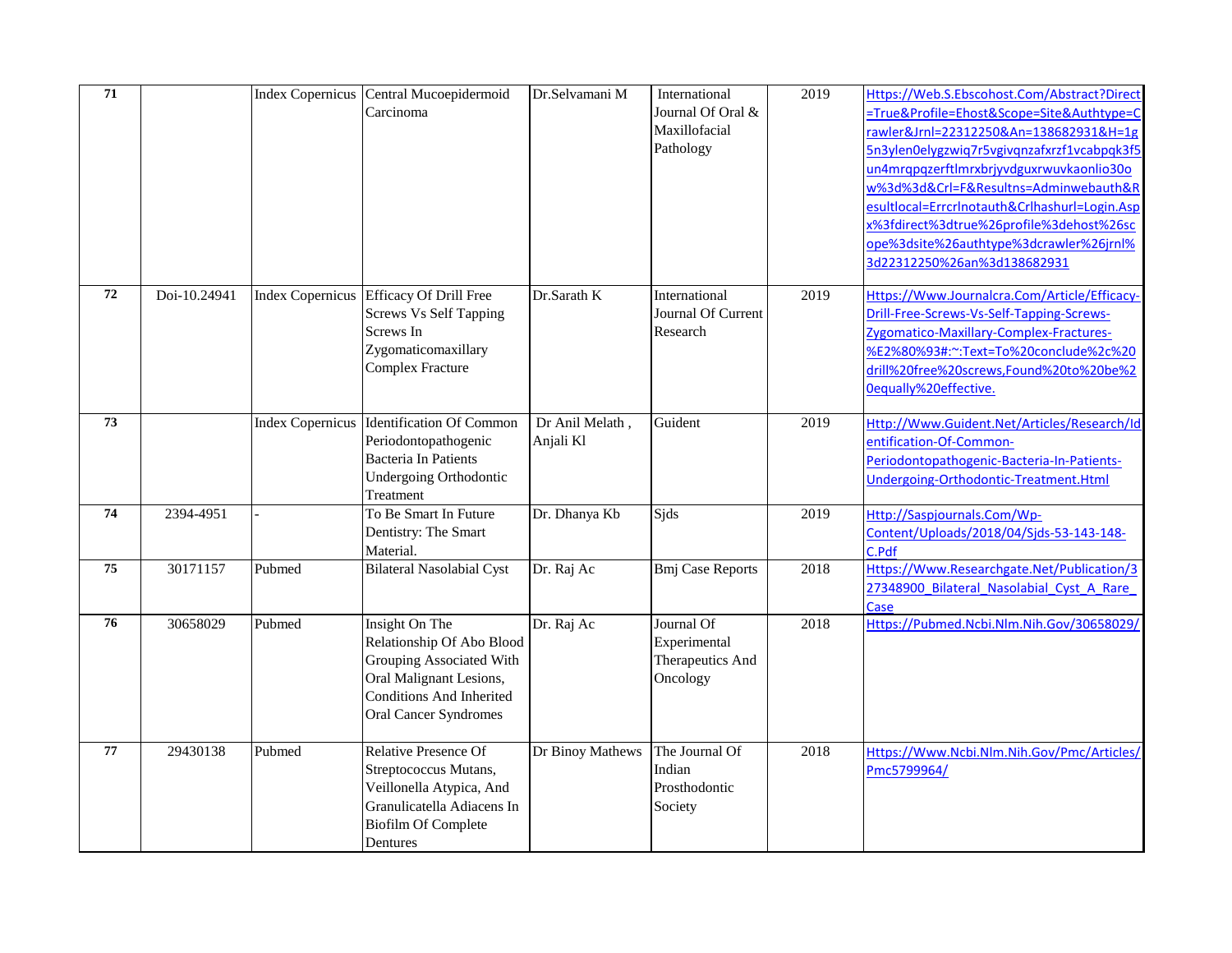| 71 | | Index Copernicus | Central Mucoepidermoid Carcinoma | Dr.Selvamani M | International Journal Of Oral & Maxillofacial Pathology | 2019 | Https://Web.S.Ebscohost.Com/Abstract?Direct=True&Profile=Ehost&Scope=Site&Authtype=Crawler&Jrnl=22312250&An=138682931&H=1g5n3ylen0elygzwiq7r5vgivqnzafxrzf1vcabpqk3f5un4mrqpqzerftlmrxbrjyvdguxrwuvkaonlio30ow%3d%3d&Crl=F&Resultns=Adminwebauth&Resultlocal=Errcrlnotauth&Crlhashurl=Login.Aspx%3fdirect%3dtrue%26profile%3dehost%26scope%3dsite%26authtype%3dcrawler%26jrnl%3d22312250%26an%3d138682931 |
|---|---|---|---|---|---|---|---|
| 72 | Doi-10.24941 | Index Copernicus | Efficacy Of Drill Free Screws Vs Self Tapping Screws In Zygomaticomaxillary Complex Fracture | Dr.Sarath K | International Journal Of Current Research | 2019 | Https://Www.Journalcra.Com/Article/Efficacy-Drill-Free-Screws-Vs-Self-Tapping-Screws-Zygomatico-Maxillary-Complex-Fractures-%E2%80%93#:~:Text=To%20conclude%2c%20drill%20free%20screws,Found%20to%20be%20equally%20effective. |
| 73 | | Index Copernicus | Identification Of Common Periodontopathogenic Bacteria In Patients Undergoing Orthodontic Treatment | Dr Anil Melath , Anjali Kl | Guident | 2019 | Http://Www.Guident.Net/Articles/Research/Identification-Of-Common-Periodontopathogenic-Bacteria-In-Patients-Undergoing-Orthodontic-Treatment.Html |
| 74 | 2394-4951 | - | To Be Smart In Future Dentistry: The Smart Material. | Dr. Dhanya Kb | Sjds | 2019 | Http://Saspjournals.Com/Wp-Content/Uploads/2018/04/Sjds-53-143-148-C.Pdf |
| 75 | 30171157 | Pubmed | Bilateral Nasolabial Cyst | Dr. Raj Ac | Bmj Case Reports | 2018 | Https://Www.Researchgate.Net/Publication/327348900_Bilateral_Nasolabial_Cyst_A_Rare_Case |
| 76 | 30658029 | Pubmed | Insight On The Relationship Of Abo Blood Grouping Associated With Oral Malignant Lesions, Conditions And Inherited Oral Cancer Syndromes | Dr. Raj Ac | Journal Of Experimental Therapeutics And Oncology | 2018 | Https://Pubmed.Ncbi.Nlm.Nih.Gov/30658029/ |
| 77 | 29430138 | Pubmed | Relative Presence Of Streptococcus Mutans, Veillonella Atypica, And Granulicatella Adiacens In Biofilm Of Complete Dentures | Dr Binoy Mathews | The Journal Of Indian Prosthodontic Society | 2018 | Https://Www.Ncbi.Nlm.Nih.Gov/Pmc/Articles/Pmc5799964/ |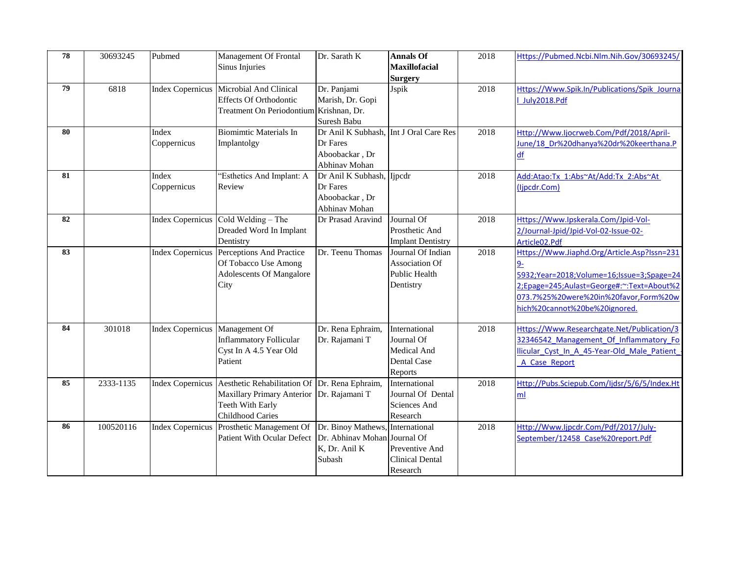| 78 | 30693245 | Pubmed | Management Of Frontal Sinus Injuries | Dr. Sarath K | **Annals Of Maxillofacial Surgery** | 2018 | Https://Pubmed.Ncbi.Nlm.Nih.Gov/30693245/ |
|---|---|---|---|---|---|---|---|
| 79 | 6818 | Index Copernicus | Microbial And Clinical Effects Of Orthodontic Treatment On Periodontium | Dr. Panjami Marish, Dr. Gopi Krishnan, Dr. Suresh Babu | Jspik | 2018 | Https://Www.Spik.In/Publications/Spik_Journal_July2018.Pdf |
| 80 | | Index Coppernicus | Biomimtic Materials In Implantolgy | Dr Anil K Subhash, Dr Fares Aboobackar , Dr Abhinav Mohan | Int J Oral Care Res | 2018 | Http://Www.Ijocrweb.Com/Pdf/2018/April-June/18_Dr%20dhanya%20dr%20keerthana.Pdf |
| 81 | | Index Coppernicus | "Esthetics And Implant: A Review | Dr Anil K Subhash, Dr Fares Aboobackar , Dr Abhinav Mohan | Ijpcdr | 2018 | Add:Atao:Tx_1:Abs~At/Add:Tx_2:Abs~At (Ijpcdr.Com) |
| 82 | | Index Copernicus | Cold Welding – The Dreaded Word In Implant Dentistry | Dr Prasad Aravind | Journal Of Prosthetic And Implant Dentistry | 2018 | Https://Www.Ipskerala.Com/Jpid-Vol-2/Journal-Jpid/Jpid-Vol-02-Issue-02-Article02.Pdf |
| 83 | | Index Copernicus | Perceptions And Practice Of Tobacco Use Among Adolescents Of Mangalore City | Dr. Teenu Thomas | Journal Of Indian Association Of Public Health Dentistry | 2018 | Https://Www.Jiaphd.Org/Article.Asp?Issn=2319-5932;Year=2018;Volume=16;Issue=3;Spage=242;Epage=245;Aulast=George#:~:Text=About%2073.7%25%20were%20in%20favor,Form%20which%20cannot%20be%20ignored. |
| 84 | 301018 | Index Copernicus | Management Of Inflammatory Follicular Cyst In A 4.5 Year Old Patient | Dr. Rena Ephraim, Dr. Rajamani T | International Journal Of Medical And Dental Case Reports | 2018 | Https://Www.Researchgate.Net/Publication/332346542_Management_Of_Inflammatory_Follicular_Cyst_In_A_45-Year-Old_Male_Patient_-_A_Case_Report |
| 85 | 2333-1135 | Index Copernicus | Aesthetic Rehabilitation Of Maxillary Primary Anterior Teeth With Early Childhood Caries | Dr. Rena Ephraim, Dr. Rajamani T | International Journal Of Dental Sciences And Research | 2018 | Http://Pubs.Sciepub.Com/Ijdsr/5/6/5/Index.Html |
| 86 | 100520116 | Index Copernicus | Prosthetic Management Of Patient With Ocular Defect | Dr. Binoy Mathews, Dr. Abhinav Mohan K, Dr. Anil K Subash | International Journal Of Preventive And Clinical Dental Research | 2018 | Http://Www.Ijpcdr.Com/Pdf/2017/July-September/12458_Case%20report.Pdf |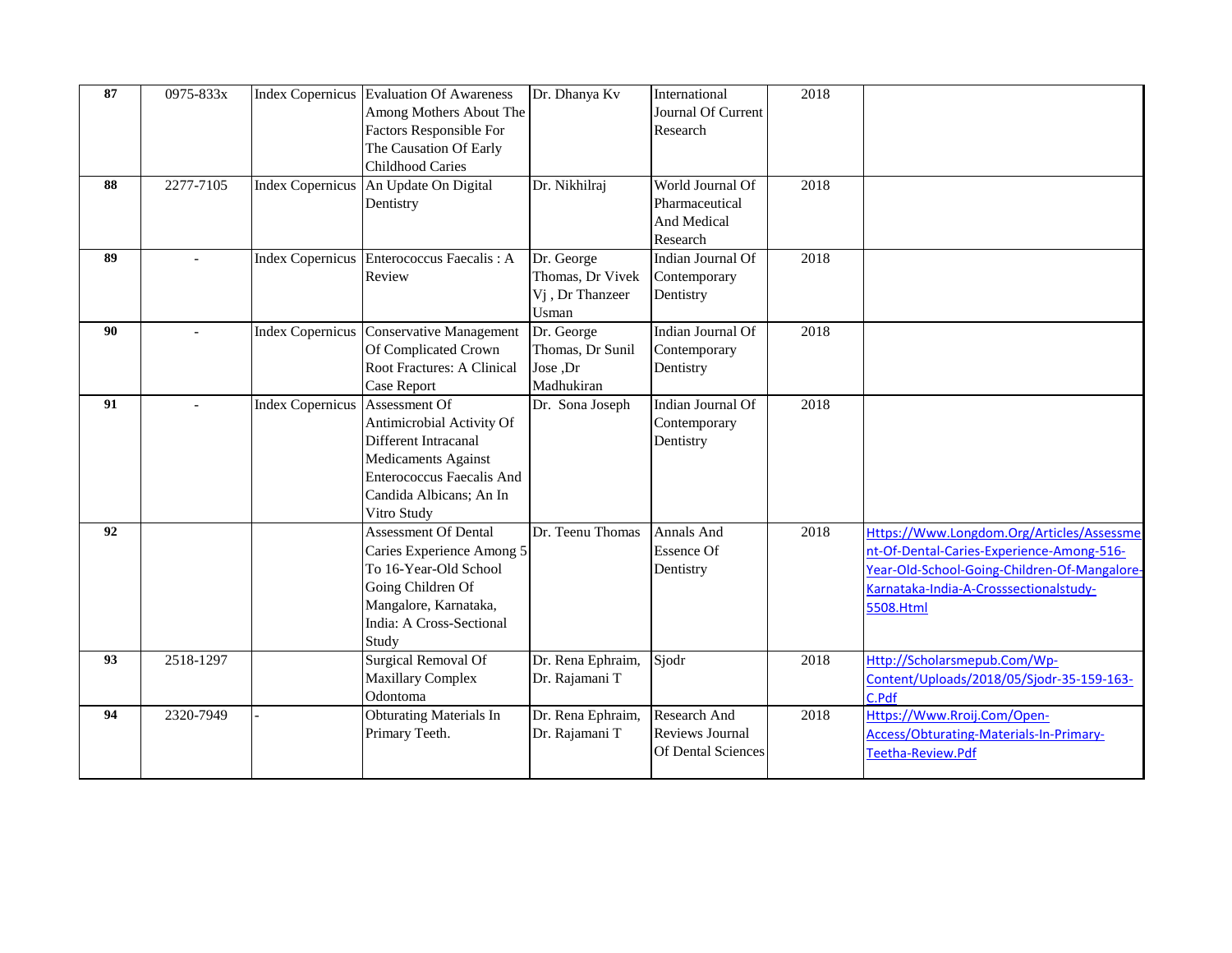| 87 | 0975-833x | Index Copernicus | Evaluation Of Awareness Among Mothers About The Factors Responsible For The Causation Of Early Childhood Caries | Dr. Dhanya Kv | International Journal Of Current Research | 2018 | |
|---|---|---|---|---|---|---|---|
| 88 | 2277-7105 | Index Copernicus | An Update On Digital Dentistry | Dr. Nikhilraj | World Journal Of Pharmaceutical And Medical Research | 2018 | |
| 89 | - | Index Copernicus | Enterococcus Faecalis : A Review | Dr. George Thomas, Dr Vivek Vj , Dr Thanzeer Usman | Indian Journal Of Contemporary Dentistry | 2018 | |
| 90 | - | Index Copernicus | Conservative Management Of Complicated Crown Root Fractures: A Clinical Case Report | Dr. George Thomas, Dr Sunil Jose ,Dr Madhukiran | Indian Journal Of Contemporary Dentistry | 2018 | |
| 91 | - | Index Copernicus | Assessment Of Antimicrobial Activity Of Different Intracanal Medicaments Against Enterococcus Faecalis And Candida Albicans; An In Vitro Study | Dr. Sona Joseph | Indian Journal Of Contemporary Dentistry | 2018 | |
| 92 | | | Assessment Of Dental Caries Experience Among 5 To 16-Year-Old School Going Children Of Mangalore, Karnataka, India: A Cross-Sectional Study | Dr. Teenu Thomas | Annals And Essence Of Dentistry | 2018 | Https://Www.Longdom.Org/Articles/Assessment-Of-Dental-Caries-Experience-Among-516-Year-Old-School-Going-Children-Of-Mangalore-Karnataka-India-A-Crosssectionalstudy-5508.Html |
| 93 | 2518-1297 | | Surgical Removal Of Maxillary Complex Odontoma | Dr. Rena Ephraim, Dr. Rajamani T | Sjodr | 2018 | Http://Scholarsmepub.Com/Wp-Content/Uploads/2018/05/Sjodr-35-159-163-C.Pdf |
| 94 | 2320-7949 | - | Obturating Materials In Primary Teeth. | Dr. Rena Ephraim, Dr. Rajamani T | Research And Reviews Journal Of Dental Sciences | 2018 | Https://Www.Rroij.Com/Open-Access/Obturating-Materials-In-Primary-Teetha-Review.Pdf |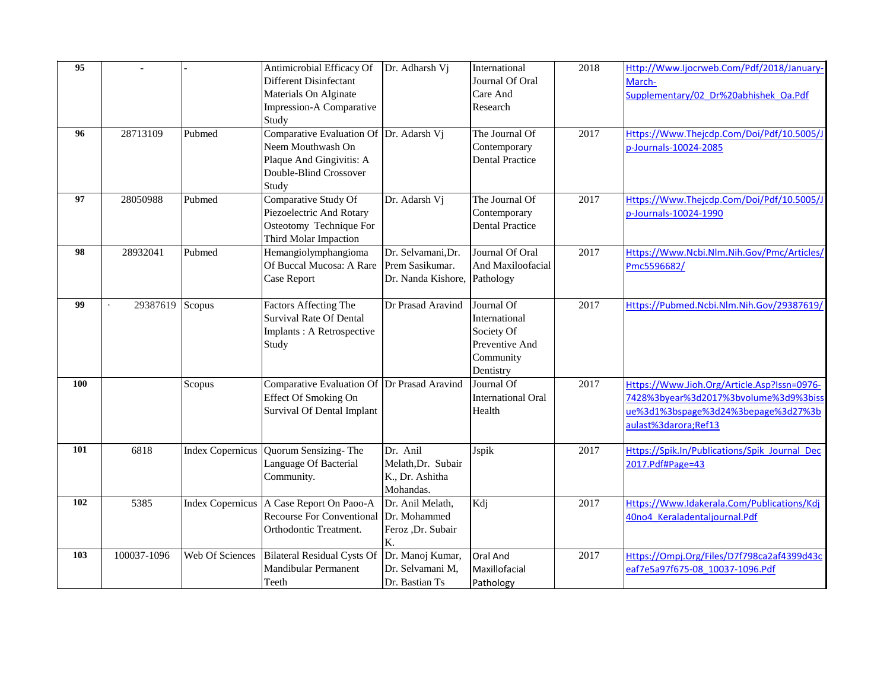| 95 | - | - | Antimicrobial Efficacy Of Different Disinfectant Materials On Alginate Impression-A Comparative Study | Dr. Adharsh Vj | International Journal Of Oral Care And Research | 2018 | Http://Www.Ijocrweb.Com/Pdf/2018/January-March-Supplementary/02_Dr%20abhishek_Oa.Pdf |
|---|---|---|---|---|---|---|---|
| 96 | 28713109 | Pubmed | Comparative Evaluation Of Neem Mouthwash On Plaque And Gingivitis: A Double-Blind Crossover Study | Dr. Adarsh Vj | The Journal Of Contemporary Dental Practice | 2017 | Https://Www.Thejcdp.Com/Doi/Pdf/10.5005/Jp-Journals-10024-2085 |
| 97 | 28050988 | Pubmed | Comparative Study Of Piezoelectric And Rotary Osteotomy Technique For Third Molar Impaction | Dr. Adarsh Vj | The Journal Of Contemporary Dental Practice | 2017 | Https://Www.Thejcdp.Com/Doi/Pdf/10.5005/Jp-Journals-10024-1990 |
| 98 | 28932041 | Pubmed | Hemangiolymphangioma Of Buccal Mucosa: A Rare Case Report | Dr. Selvamani,Dr. Prem Sasikumar. Dr. Nanda Kishore, | Journal Of Oral And Maxiloofacial Pathology | 2017 | Https://Www.Ncbi.Nlm.Nih.Gov/Pmc/Articles/Pmc5596682/ |
| 99 | · 29387619 | Scopus | Factors Affecting The Survival Rate Of Dental Implants : A Retrospective Study | Dr Prasad Aravind | Journal Of International Society Of Preventive And Community Dentistry | 2017 | Https://Pubmed.Ncbi.Nlm.Nih.Gov/29387619/ |
| 100 | | Scopus | Comparative Evaluation Of Effect Of Smoking On Survival Of Dental Implant | Dr Prasad Aravind | Journal Of International Oral Health | 2017 | Https://Www.Jioh.Org/Article.Asp?Issn=0976-7428%3byear%3d2017%3bvolume%3d9%3bissue%3d1%3bspage%3d24%3bepage%3d27%3baulast%3darora;Ref13 |
| 101 | 6818 | Index Copernicus | Quorum Sensizing- The Language Of Bacterial Community. | Dr. Anil Melath,Dr. Subair K., Dr. Ashitha Mohandas. | Jspik | 2017 | Https://Spik.In/Publications/Spik_Journal_Dec 2017.Pdf#Page=43 |
| 102 | 5385 | Index Copernicus | A Case Report On Paoo-A Recourse For Conventional Orthodontic Treatment. | Dr. Anil Melath, Dr. Mohammed Feroz ,Dr. Subair K. | Kdj | 2017 | Https://Www.Idakerala.Com/Publications/Kdj 40no4_Keraladentaljournal.Pdf |
| 103 | 100037-1096 | Web Of Sciences | Bilateral Residual Cysts Of Mandibular Permanent Teeth | Dr. Manoj Kumar, Dr. Selvamani M, Dr. Bastian Ts | Oral And Maxillofacial Pathology | 2017 | Https://Ompj.Org/Files/D7f798ca2af4399d43ceaf7e5a97f675-08_10037-1096.Pdf |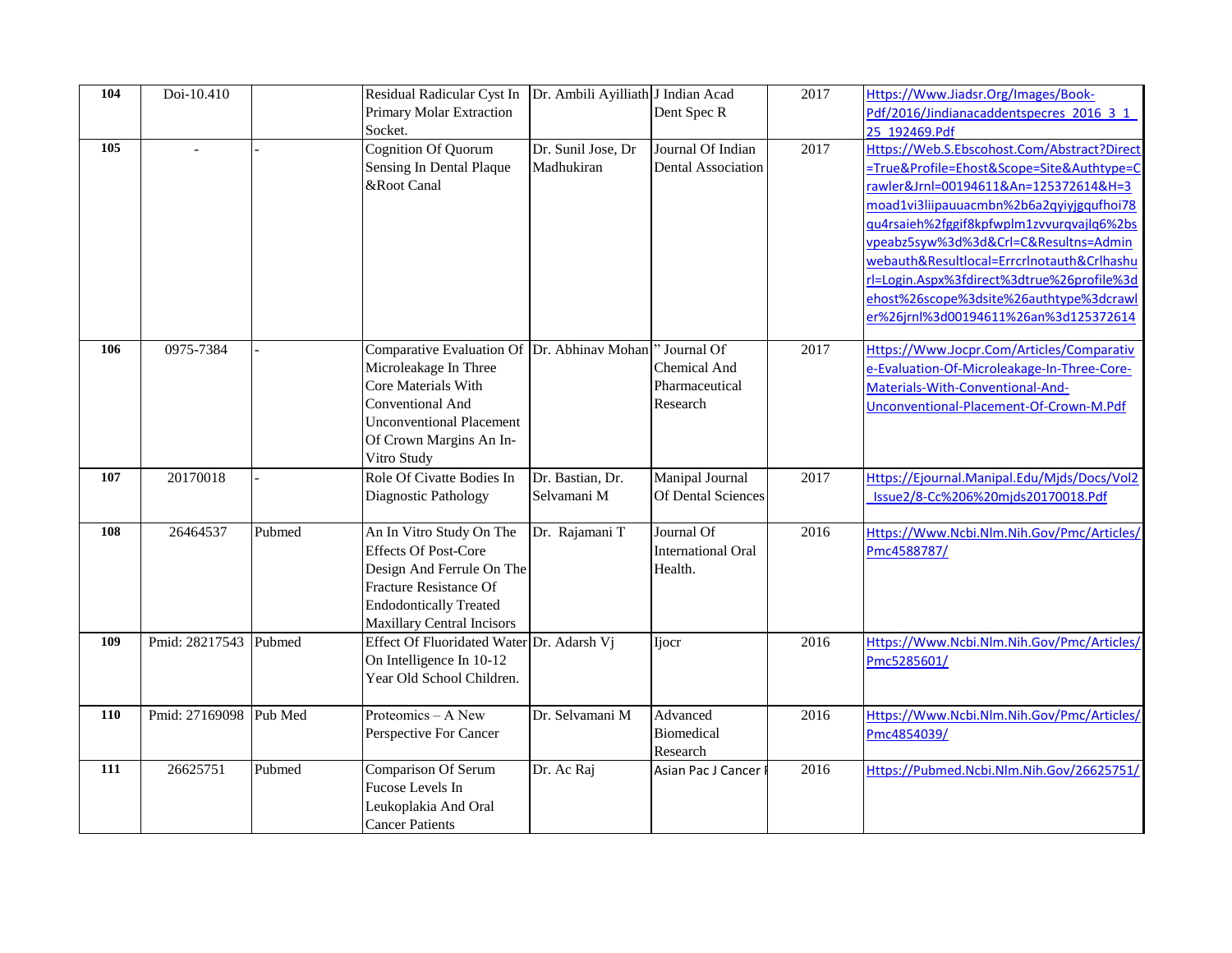| 104 | Doi-10.410 | | Residual Radicular Cyst In Primary Molar Extraction Socket. | Dr. Ambili Ayilliath | J Indian Acad Dent Spec R | 2017 | Https://Www.Jiadsr.Org/Images/Book-Pdf/2016/Jindianacaddentspecres_2016_3_1_25_192469.Pdf |
|---|---|---|---|---|---|---|---|
| 105 | - | - | Cognition Of Quorum Sensing In Dental Plaque &Root Canal | Dr. Sunil Jose, Dr Madhukiran | Journal Of Indian Dental Association | 2017 | Https://Web.S.Ebscohost.Com/Abstract?Direct=True&Profile=Ehost&Scope=Site&Authtype=Crawler&Jrnl=00194611&An=125372614&H=3moad1vi3liipauuacmbn%2b6a2qyiyjgqufhoi78qu4rsaieh%2fggif8kpfwplm1zvvurqvajlq6%2bsvpeabz5syw%3d%3d&Crl=C&Resultns=Adminwebauth&Resultlocal=Errcrlnotauth&Crlhashurl=Login.Aspx%3fdirect%3dtrue%26profile%3dehost%26scope%3dsite%26authtype%3dcrawler%26jrnl%3d00194611%26an%3d125372614 |
| 106 | 0975-7384 | - | Comparative Evaluation Of Microleakage In Three Core Materials With Conventional And Unconventional Placement Of Crown Margins An In-Vitro Study | Dr. Abhinav Mohan | " Journal Of Chemical And Pharmaceutical Research | 2017 | Https://Www.Jocpr.Com/Articles/Comparative-Evaluation-Of-Microleakage-In-Three-Core-Materials-With-Conventional-And-Unconventional-Placement-Of-Crown-M.Pdf |
| 107 | 20170018 | - | Role Of Civatte Bodies In Diagnostic Pathology | Dr. Bastian, Dr. Selvamani M | Manipal Journal Of Dental Sciences | 2017 | Https://Ejournal.Manipal.Edu/Mjds/Docs/Vol2_Issue2/8-Cc%206%20mjds20170018.Pdf |
| 108 | 26464537 | Pubmed | An In Vitro Study On The Effects Of Post-Core Design And Ferrule On The Fracture Resistance Of Endodontically Treated Maxillary Central Incisors | Dr. Rajamani T | Journal Of International Oral Health. | 2016 | Https://Www.Ncbi.Nlm.Nih.Gov/Pmc/Articles/Pmc4588787/ |
| 109 | Pmid: 28217543 | Pubmed | Effect Of Fluoridated Water On Intelligence In 10-12 Year Old School Children. | Dr. Adarsh Vj | Ijocr | 2016 | Https://Www.Ncbi.Nlm.Nih.Gov/Pmc/Articles/Pmc5285601/ |
| 110 | Pmid: 27169098 | Pub Med | Proteomics – A New Perspective For Cancer | Dr. Selvamani M | Advanced Biomedical Research | 2016 | Https://Www.Ncbi.Nlm.Nih.Gov/Pmc/Articles/Pmc4854039/ |
| 111 | 26625751 | Pubmed | Comparison Of Serum Fucose Levels In Leukoplakia And Oral Cancer Patients | Dr. Ac Raj | Asian Pac J Cancer P | 2016 | Https://Pubmed.Ncbi.Nlm.Nih.Gov/26625751/ |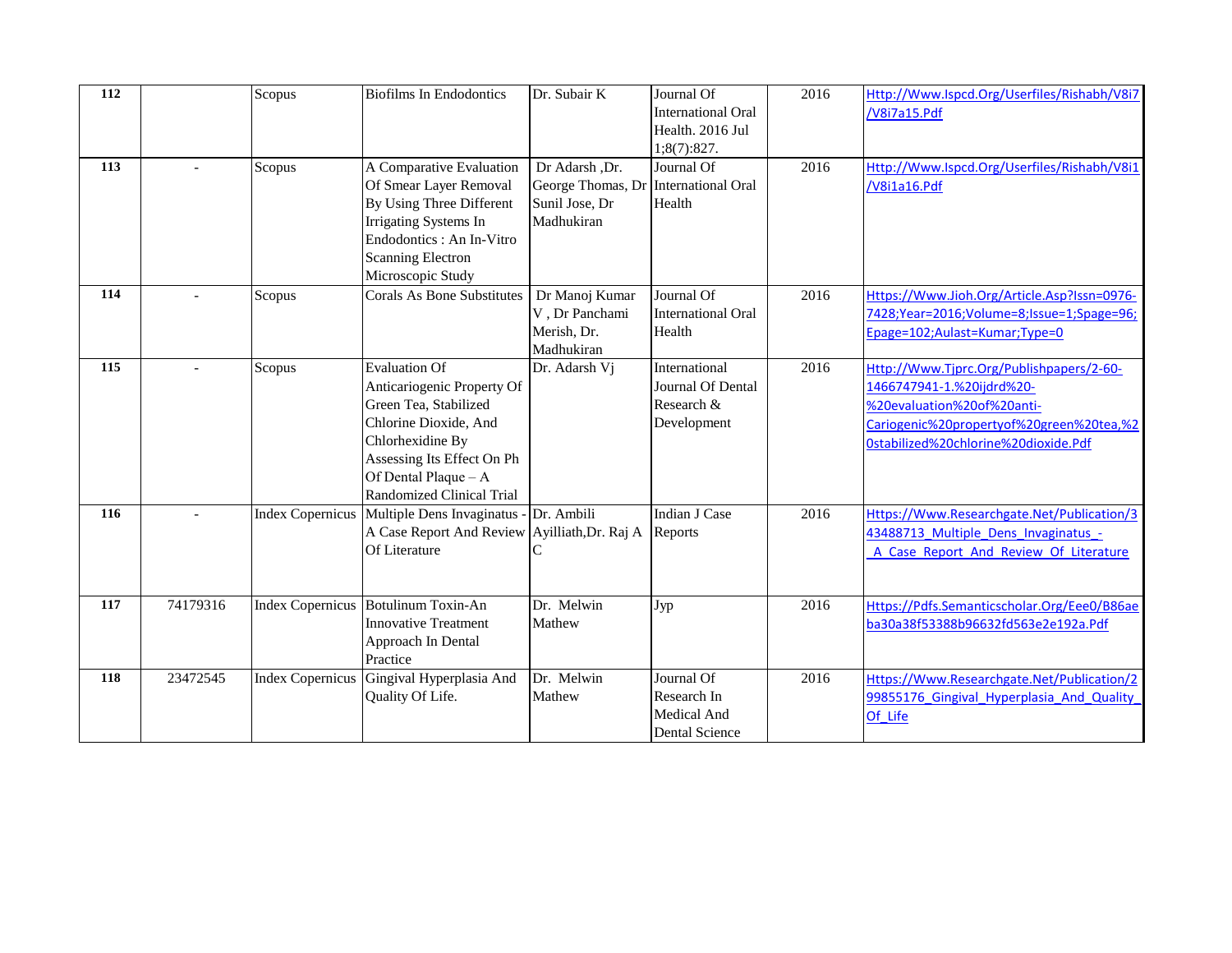| 112 | | Scopus | Biofilms In Endodontics | Dr. Subair K | Journal Of International Oral Health. 2016 Jul 1;8(7):827. | 2016 | Http://Www.Ispcd.Org/Userfiles/Rishabh/V8i7/V8i7a15.Pdf |
|---|---|---|---|---|---|---|---|
| 113 | - | Scopus | A Comparative Evaluation Of Smear Layer Removal By Using Three Different Irrigating Systems In Endodontics : An In-Vitro Scanning Electron Microscopic Study | Dr Adarsh ,Dr. George Thomas, Dr Sunil Jose, Dr Madhukiran | Journal Of International Oral Health | 2016 | Http://Www.Ispcd.Org/Userfiles/Rishabh/V8i1/V8i1a16.Pdf |
| 114 | - | Scopus | Corals As Bone Substitutes | Dr Manoj Kumar V , Dr Panchami Merish, Dr. Madhukiran | Journal Of International Oral Health | 2016 | Https://Www.Jioh.Org/Article.Asp?Issn=0976-7428;Year=2016;Volume=8;Issue=1;Spage=96;Epage=102;Aulast=Kumar;Type=0 |
| 115 | - | Scopus | Evaluation Of Anticariogenic Property Of Green Tea, Stabilized Chlorine Dioxide, And Chlorhexidine By Assessing Its Effect On Ph Of Dental Plaque – A Randomized Clinical Trial | Dr. Adarsh Vj | International Journal Of Dental Research & Development | 2016 | Http://Www.Tjprc.Org/Publishpapers/2-60-1466747941-1.%20ijdrd%20-%20evaluation%20of%20anti-Cariogenic%20propertyof%20green%20tea,%20stabilized%20chlorine%20dioxide.Pdf |
| 116 | - | Index Copernicus | Multiple Dens Invaginatus - A Case Report And Review Of Literature | Dr. Ambili Ayilliath,Dr. Raj A C | Indian J Case Reports | 2016 | Https://Www.Researchgate.Net/Publication/343488713_Multiple_Dens_Invaginatus_-_A_Case_Report_And_Review_Of_Literature |
| 117 | 74179316 | Index Copernicus | Botulinum Toxin-An Innovative Treatment Approach In Dental Practice | Dr. Melwin Mathew | Jyp | 2016 | Https://Pdfs.Semanticscholar.Org/Eee0/B86aeba30a38f53388b96632fd563e2e192a.Pdf |
| 118 | 23472545 | Index Copernicus | Gingival Hyperplasia And Quality Of Life. | Dr. Melwin Mathew | Journal Of Research In Medical And Dental Science | 2016 | Https://Www.Researchgate.Net/Publication/299855176_Gingival_Hyperplasia_And_Quality_Of_Life |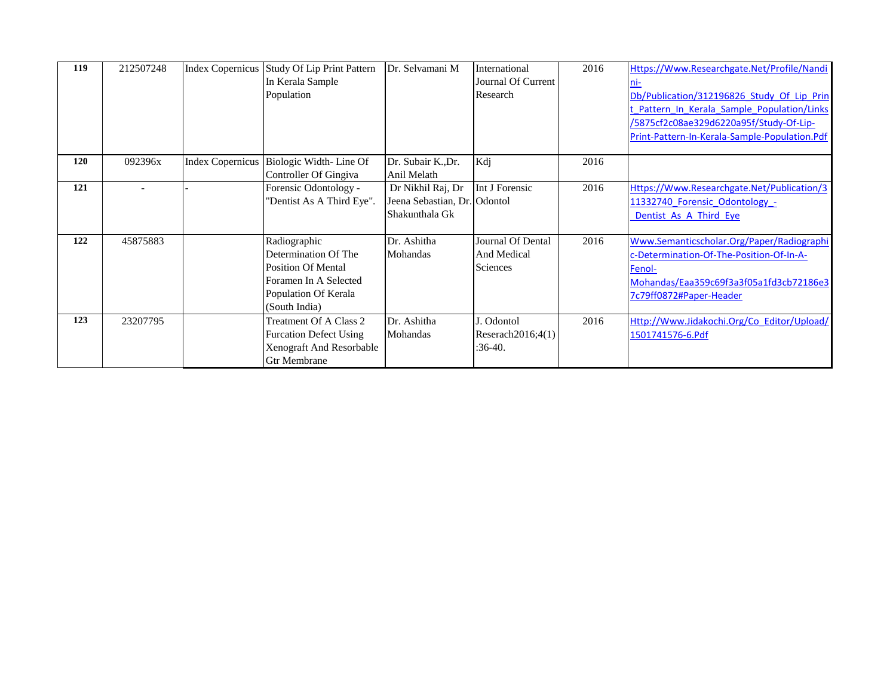| | | | | | | | |
|---|---|---|---|---|---|---|---|
| **119** | 212507248 | Index Copernicus | Study Of Lip Print Pattern In Kerala Sample Population | Dr. Selvamani M | International Journal Of Current Research | 2016 | Https://Www.Researchgate.Net/Profile/Nandini-Db/Publication/312196826_Study_Of_Lip_Print_Pattern_In_Kerala_Sample_Population/Links/5875cf2c08ae329d6220a95f/Study-Of-Lip-Print-Pattern-In-Kerala-Sample-Population.Pdf |
| **120** | 092396x | Index Copernicus | Biologic Width- Line Of Controller Of Gingiva | Dr. Subair K.,Dr. Anil Melath | Kdj | 2016 | |
| **121** | - | - | Forensic Odontology - "Dentist As A Third Eye". | Dr Nikhil Raj, Dr Jeena Sebastian, Dr. Shakunthala Gk | Int J Forensic Odontol | 2016 | Https://Www.Researchgate.Net/Publication/311332740_Forensic_Odontology_-_Dentist_As_A_Third_Eye |
| **122** | 45875883 | | Radiographic Determination Of The Position Of Mental Foramen In A Selected Population Of Kerala (South India) | Dr. Ashitha Mohandas | Journal Of Dental And Medical Sciences | 2016 | Www.Semanticscholar.Org/Paper/Radiographic-Determination-Of-The-Position-Of-In-A-Fenol-Mohandas/Eaa359c69f3a3f05a1fd3cb72186e37c79ff0872#Paper-Header |
| **123** | 23207795 | | Treatment Of A Class 2 Furcation Defect Using Xenograft And Resorbable Gtr Membrane | Dr. Ashitha Mohandas | J. Odontol Reserach2016;4(1):36-40. | 2016 | Http://Www.Jidakochi.Org/Co_Editor/Upload/1501741576-6.Pdf |